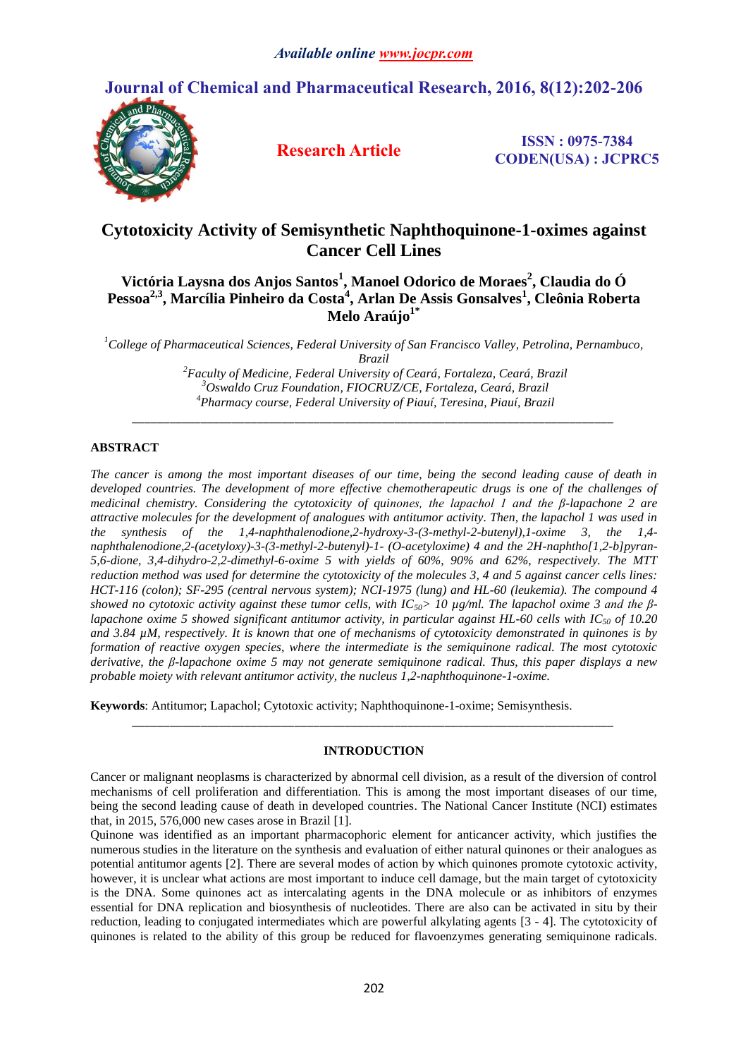# Cytotoxicity Activity of Semisynthetic Naphthoquinone-1-oximes against Cancer Cell Lines

**Victória Laysna dos Anjos Santos[1], Manoel Odorico de Moraes[2], Claudia do Ó Pessoa[2,3], Marcília Pinheiro da Costa[4], Arlan De Assis Gonsalves[1], Cleônia Roberta Melo Araújo[1*]**

*[1]College of Pharmaceutical Sciences, Federal University of San Francisco Valley, Petrolina, Pernambuco, Brazil*
*[2]Faculty of Medicine, Federal University of Ceará, Fortaleza, Ceará, Brazil*
*[3]Oswaldo Cruz Foundation, FIOCRUZ/CE, Fortaleza, Ceará, Brazil*
*[4]Pharmacy course, Federal University of Piauí, Teresina, Piauí, Brazil*

---

## ABSTRACT

*The cancer is among the most important diseases of our time, being the second leading cause of death in developed countries. The development of more effective chemotherapeutic drugs is one of the challenges of medicinal chemistry. Considering the cytotoxicity of quinones, the lapachol 1 and the β-lapachone 2 are attractive molecules for the development of analogues with antitumor activity. Then, the lapachol 1 was used in the synthesis of the 1,4-naphthalenodione,2-hydroxy-3-(3-methyl-2-butenyl),1-oxime 3, the 1,4-naphthalenodione,2-(acetyloxy)-3-(3-methyl-2-butenyl)-1- (O-acetyloxime) 4 and the 2H-naphtho[1,2-b]pyran-5,6-dione, 3,4-dihydro-2,2-dimethyl-6-oxime 5 with yields of 60%, 90% and 62%, respectively. The MTT reduction method was used for determine the cytotoxicity of the molecules 3, 4 and 5 against cancer cells lines: HCT-116 (colon); SF-295 (central nervous system); NCI-1975 (lung) and HL-60 (leukemia). The compound 4 showed no cytotoxic activity against these tumor cells, with $IC_{50}$> 10 μg/ml. The lapachol oxime 3 and the β-lapachone oxime 5 showed significant antitumor activity, in particular against HL-60 cells with $IC_{50}$ of 10.20 and 3.84 μM, respectively. It is known that one of mechanisms of cytotoxicity demonstrated in quinones is by formation of reactive oxygen species, where the intermediate is the semiquinone radical. The most cytotoxic derivative, the β-lapachone oxime 5 may not generate semiquinone radical. Thus, this paper displays a new probable moiety with relevant antitumor activity, the nucleus 1,2-naphthoquinone-1-oxime.*

**Keywords**: Antitumor; Lapachol; Cytotoxic activity; Naphthoquinone-1-oxime; Semisynthesis.

---

## INTRODUCTION

Cancer or malignant neoplasms is characterized by abnormal cell division, as a result of the diversion of control mechanisms of cell proliferation and differentiation. This is among the most important diseases of our time, being the second leading cause of death in developed countries. The National Cancer Institute (NCI) estimates that, in 2015, 576,000 new cases arose in Brazil [1].

Quinone was identified as an important pharmacophoric element for anticancer activity, which justifies the numerous studies in the literature on the synthesis and evaluation of either natural quinones or their analogues as potential antitumor agents [2]. There are several modes of action by which quinones promote cytotoxic activity, however, it is unclear what actions are most important to induce cell damage, but the main target of cytotoxicity is the DNA. Some quinones act as intercalating agents in the DNA molecule or as inhibitors of enzymes essential for DNA replication and biosynthesis of nucleotides. There are also can be activated in situ by their reduction, leading to conjugated intermediates which are powerful alkylating agents [3 - 4]. The cytotoxicity of quinones is related to the ability of this group be reduced for flavoenzymes generating semiquinone radicals.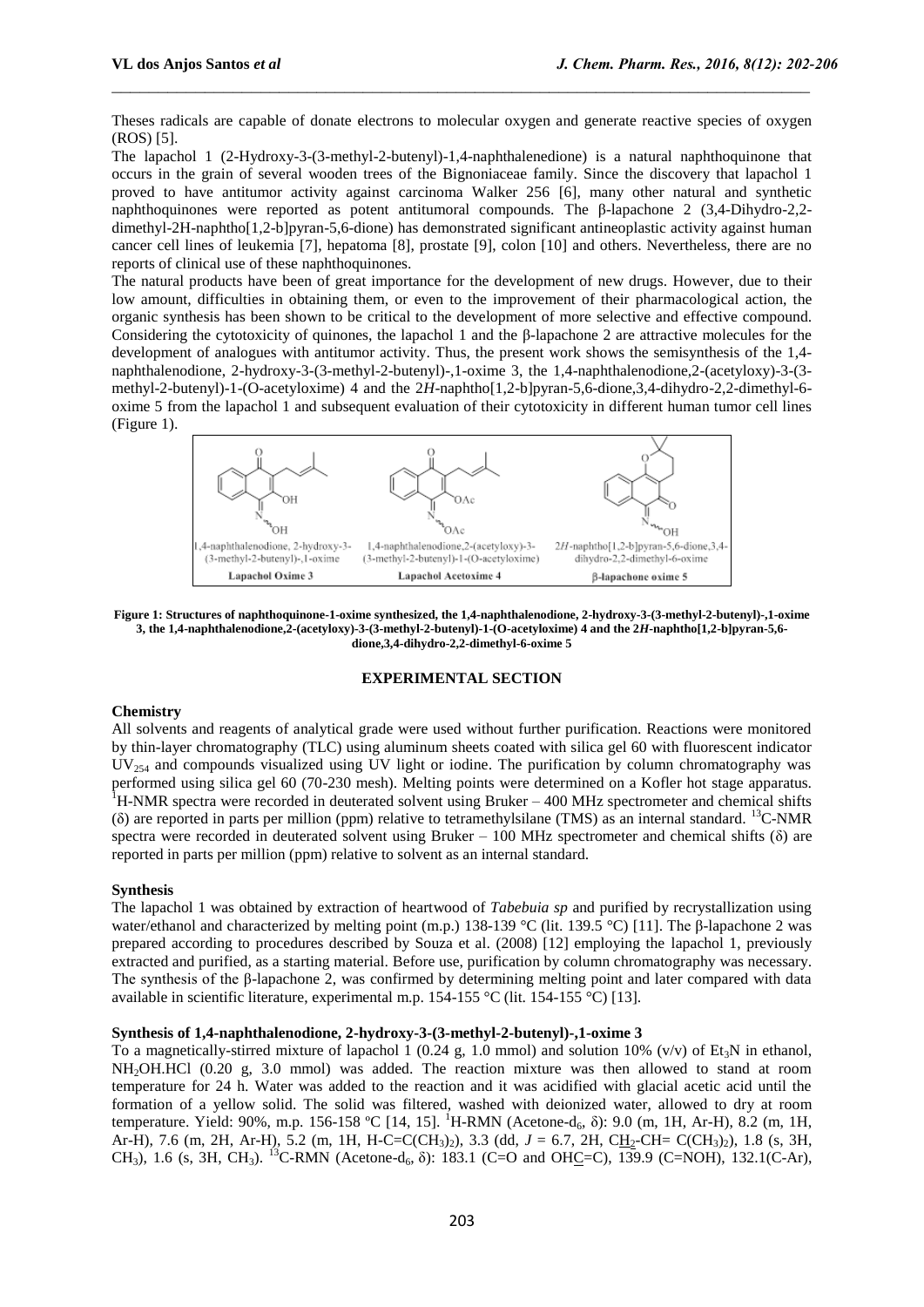Theses radicals are capable of donate electrons to molecular oxygen and generate reactive species of oxygen (ROS) [5].

The lapachol 1 (2-Hydroxy-3-(3-methyl-2-butenyl)-1,4-naphthalenedione) is a natural naphthoquinone that occurs in the grain of several wooden trees of the Bignoniaceae family. Since the discovery that lapachol 1 proved to have antitumor activity against carcinoma Walker 256 [6], many other natural and synthetic naphthoquinones were reported as potent antitumoral compounds. The β-lapachone 2 (3,4-Dihydro-2,2-dimethyl-2H-naphtho[1,2-b]pyran-5,6-dione) has demonstrated significant antineoplastic activity against human cancer cell lines of leukemia [7], hepatoma [8], prostate [9], colon [10] and others. Nevertheless, there are no reports of clinical use of these naphthoquinones.

The natural products have been of great importance for the development of new drugs. However, due to their low amount, difficulties in obtaining them, or even to the improvement of their pharmacological action, the organic synthesis has been shown to be critical to the development of more selective and effective compound. Considering the cytotoxicity of quinones, the lapachol 1 and the β-lapachone 2 are attractive molecules for the development of analogues with antitumor activity. Thus, the present work shows the semisynthesis of the 1,4-naphthalenodione, 2-hydroxy-3-(3-methyl-2-butenyl)-,1-oxime 3, the 1,4-naphthalenodione,2-(acetyloxy)-3-(3-methyl-2-butenyl)-1-(O-acetyloxime) 4 and the 2*H*-naphtho[1,2-b]pyran-5,6-dione,3,4-dihydro-2,2-dimethyl-6-oxime 5 from the lapachol 1 and subsequent evaluation of their cytotoxicity in different human tumor cell lines (Figure 1).

| 1,4-naphthalenodione, 2-hydroxy-3-(3-methyl-2-butenyl)-,1-oxime | 1,4-naphthalenodione,2-(acetyloxy)-3-(3-methyl-2-butenyl)-1-(O-acetyloxime) | 2*H*-naphtho[1,2-b]pyran-5,6-dione,3,4-dihydro-2,2-dimethyl-6-oxime |
|---|---|---|
| **Lapachol Oxime 3** | **Lapachol Acetoxime 4** | **β-lapachone oxime 5** |

**Figure 1: Structures of naphthoquinone-1-oxime synthesized, the 1,4-naphthalenodione, 2-hydroxy-3-(3-methyl-2-butenyl)-,1-oxime 3, the 1,4-naphthalenodione,2-(acetyloxy)-3-(3-methyl-2-butenyl)-1-(O-acetyloxime) 4 and the 2*H*-naphtho[1,2-b]pyran-5,6-dione,3,4-dihydro-2,2-dimethyl-6-oxime 5**

## EXPERIMENTAL SECTION

### Chemistry

All solvents and reagents of analytical grade were used without further purification. Reactions were monitored by thin-layer chromatography (TLC) using aluminum sheets coated with silica gel 60 with fluorescent indicator $UV_{254}$ and compounds visualized using UV light or iodine. The purification by column chromatography was performed using silica gel 60 (70-230 mesh). Melting points were determined on a Kofler hot stage apparatus. $^1$H-NMR spectra were recorded in deuterated solvent using Bruker – 400 MHz spectrometer and chemical shifts (δ) are reported in parts per million (ppm) relative to tetramethylsilane (TMS) as an internal standard. $^{13}$C-NMR spectra were recorded in deuterated solvent using Bruker – 100 MHz spectrometer and chemical shifts (δ) are reported in parts per million (ppm) relative to solvent as an internal standard.

### Synthesis

The lapachol 1 was obtained by extraction of heartwood of *Tabebuia sp* and purified by recrystallization using water/ethanol and characterized by melting point (m.p.) 138-139 °C (lit. 139.5 °C) [11]. The β-lapachone 2 was prepared according to procedures described by Souza et al. (2008) [12] employing the lapachol 1, previously extracted and purified, as a starting material. Before use, purification by column chromatography was necessary. The synthesis of the β-lapachone 2, was confirmed by determining melting point and later compared with data available in scientific literature, experimental m.p. 154-155 °C (lit. 154-155 °C) [13].

### Synthesis of 1,4-naphthalenodione, 2-hydroxy-3-(3-methyl-2-butenyl)-,1-oxime 3

To a magnetically-stirred mixture of lapachol 1 (0.24 g, 1.0 mmol) and solution 10% (v/v) of $Et_3N$ in ethanol, $NH_2OH.HCl$ (0.20 g, 3.0 mmol) was added. The reaction mixture was then allowed to stand at room temperature for 24 h. Water was added to the reaction and it was acidified with glacial acetic acid until the formation of a yellow solid. The solid was filtered, washed with deionized water, allowed to dry at room temperature. Yield: 90%, m.p. 156-158 ºC [14, 15]. $^1$H-RMN (Acetone-$d_6$, δ): 9.0 (m, 1H, Ar-H), 8.2 (m, 1H, Ar-H), 7.6 (m, 2H, Ar-H), 5.2 (m, 1H, H-C=C$(CH_3)_2$), 3.3 (dd, $J$ = 6.7, 2H, C$\underline{H_2}$-CH= C$(CH_3)_2$), 1.8 (s, 3H, $CH_3$), 1.6 (s, 3H, $CH_3$). $^{13}$C-RMN (Acetone-$d_6$, δ): 183.1 (C=O and OH$\underline{C}$=C), 139.9 (C=NOH), 132.1(C-Ar),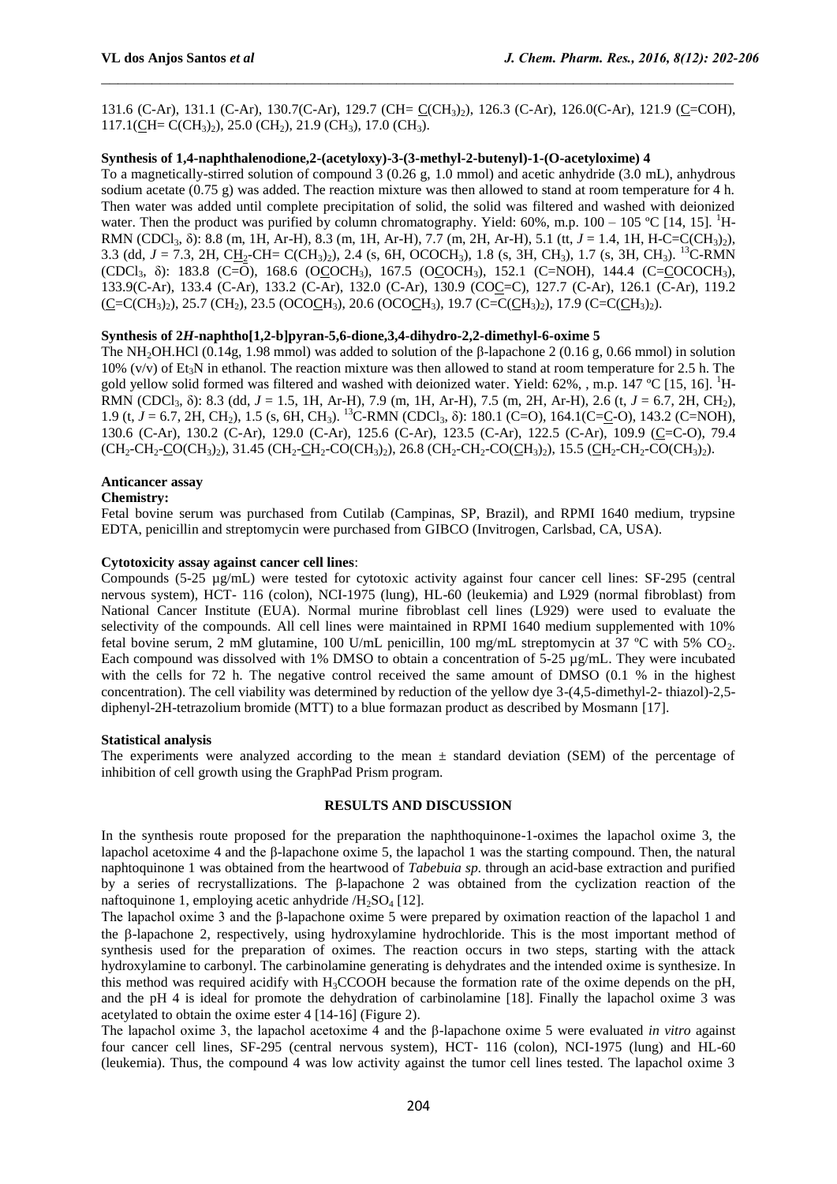131.6 (C-Ar), 131.1 (C-Ar), 130.7(C-Ar), 129.7 (CH= C(CH$_3$)$_2$), 126.3 (C-Ar), 126.0(C-Ar), 121.9 (C=COH), 117.1(CH= C(CH$_3$)$_2$), 25.0 (CH$_2$), 21.9 (CH$_3$), 17.0 (CH$_3$).

**Synthesis of 1,4-naphthalenodione,2-(acetyloxy)-3-(3-methyl-2-butenyl)-1-(O-acetyloxime) 4**

To a magnetically-stirred solution of compound 3 (0.26 g, 1.0 mmol) and acetic anhydride (3.0 mL), anhydrous sodium acetate (0.75 g) was added. The reaction mixture was then allowed to stand at room temperature for 4 h. Then water was added until complete precipitation of solid, the solid was filtered and washed with deionized water. Then the product was purified by column chromatography. Yield: 60%, m.p. 100 – 105 ºC [14, 15]. $^1$H-RMN (CDCl$_3$, δ): 8.8 (m, 1H, Ar-H), 8.3 (m, 1H, Ar-H), 7.7 (m, 2H, Ar-H), 5.1 (tt, *J* = 1.4, 1H, H-C=C(CH$_3$)$_2$), 3.3 (dd, *J* = 7.3, 2H, CH$_2$-CH= C(CH$_3$)$_2$), 2.4 (s, 6H, OCOCH$_3$), 1.8 (s, 3H, CH$_3$), 1.7 (s, 3H, CH$_3$). $^{13}$C-RMN (CDCl$_3$, δ): 183.8 (C=O), 168.6 (OCOCH$_3$), 167.5 (OCOCH$_3$), 152.1 (C=NOH), 144.4 (C=COCOCH$_3$), 133.9(C-Ar), 133.4 (C-Ar), 133.2 (C-Ar), 132.0 (C-Ar), 130.9 (COC=C), 127.7 (C-Ar), 126.1 (C-Ar), 119.2 (C=C(CH$_3$)$_2$), 25.7 (CH$_2$), 23.5 (OCOCH$_3$), 20.6 (OCOCH$_3$), 19.7 (C=C(CH$_3$)$_2$), 17.9 (C=C(CH$_3$)$_2$).

**Synthesis of 2*H*-naphtho[1,2-b]pyran-5,6-dione,3,4-dihydro-2,2-dimethyl-6-oxime 5**

The NH$_2$OH.HCl (0.14g, 1.98 mmol) was added to solution of the β-lapachone 2 (0.16 g, 0.66 mmol) in solution 10% (v/v) of Et$_3$N in ethanol. The reaction mixture was then allowed to stand at room temperature for 2.5 h. The gold yellow solid formed was filtered and washed with deionized water. Yield: 62%, , m.p. 147 ºC [15, 16]. $^1$H-RMN (CDCl$_3$, δ): 8.3 (dd, *J* = 1.5, 1H, Ar-H), 7.9 (m, 1H, Ar-H), 7.5 (m, 2H, Ar-H), 2.6 (t, *J* = 6.7, 2H, CH$_2$), 1.9 (t, *J* = 6.7, 2H, CH$_2$), 1.5 (s, 6H, CH$_3$). $^{13}$C-RMN (CDCl$_3$, δ): 180.1 (C=O), 164.1(C=C-O), 143.2 (C=NOH), 130.6 (C-Ar), 130.2 (C-Ar), 129.0 (C-Ar), 125.6 (C-Ar), 123.5 (C-Ar), 122.5 (C-Ar), 109.9 (C=C-O), 79.4 (CH$_2$-CH$_2$-CO(CH$_3$)$_2$), 31.45 (CH$_2$-CH$_2$-CO(CH$_3$)$_2$), 26.8 (CH$_2$-CH$_2$-CO(CH$_3$)$_2$), 15.5 (CH$_2$-CH$_2$-CO(CH$_3$)$_2$).

**Anticancer assay**

**Chemistry:**

Fetal bovine serum was purchased from Cutilab (Campinas, SP, Brazil), and RPMI 1640 medium, trypsine EDTA, penicillin and streptomycin were purchased from GIBCO (Invitrogen, Carlsbad, CA, USA).

**Cytotoxicity assay against cancer cell lines**:

Compounds (5-25 µg/mL) were tested for cytotoxic activity against four cancer cell lines: SF-295 (central nervous system), HCT- 116 (colon), NCI-1975 (lung), HL-60 (leukemia) and L929 (normal fibroblast) from National Cancer Institute (EUA). Normal murine fibroblast cell lines (L929) were used to evaluate the selectivity of the compounds. All cell lines were maintained in RPMI 1640 medium supplemented with 10% fetal bovine serum, 2 mM glutamine, 100 U/mL penicillin, 100 mg/mL streptomycin at 37 ºC with 5% CO$_2$. Each compound was dissolved with 1% DMSO to obtain a concentration of 5-25 µg/mL. They were incubated with the cells for 72 h. The negative control received the same amount of DMSO (0.1 % in the highest concentration). The cell viability was determined by reduction of the yellow dye 3-(4,5-dimethyl-2- thiazol)-2,5-diphenyl-2H-tetrazolium bromide (MTT) to a blue formazan product as described by Mosmann [17].

**Statistical analysis**

The experiments were analyzed according to the mean ± standard deviation (SEM) of the percentage of inhibition of cell growth using the GraphPad Prism program.

## RESULTS AND DISCUSSION

In the synthesis route proposed for the preparation the naphthoquinone-1-oximes the lapachol oxime 3, the lapachol acetoxime 4 and the β-lapachone oxime 5, the lapachol 1 was the starting compound. Then, the natural naphtoquinone 1 was obtained from the heartwood of *Tabebuia sp.* through an acid-base extraction and purified by a series of recrystallizations. The β-lapachone 2 was obtained from the cyclization reaction of the naftoquinone 1, employing acetic anhydride /H$_2$SO$_4$ [12].

The lapachol oxime 3 and the β-lapachone oxime 5 were prepared by oximation reaction of the lapachol 1 and the β-lapachone 2, respectively, using hydroxylamine hydrochloride. This is the most important method of synthesis used for the preparation of oximes. The reaction occurs in two steps, starting with the attack hydroxylamine to carbonyl. The carbinolamine generating is dehydrates and the intended oxime is synthesize. In this method was required acidify with H$_3$CCOOH because the formation rate of the oxime depends on the pH, and the pH 4 is ideal for promote the dehydration of carbinolamine [18]. Finally the lapachol oxime 3 was acetylated to obtain the oxime ester 4 [14-16] (Figure 2).

The lapachol oxime 3, the lapachol acetoxime 4 and the β-lapachone oxime 5 were evaluated *in vitro* against four cancer cell lines, SF-295 (central nervous system), HCT- 116 (colon), NCI-1975 (lung) and HL-60 (leukemia). Thus, the compound 4 was low activity against the tumor cell lines tested. The lapachol oxime 3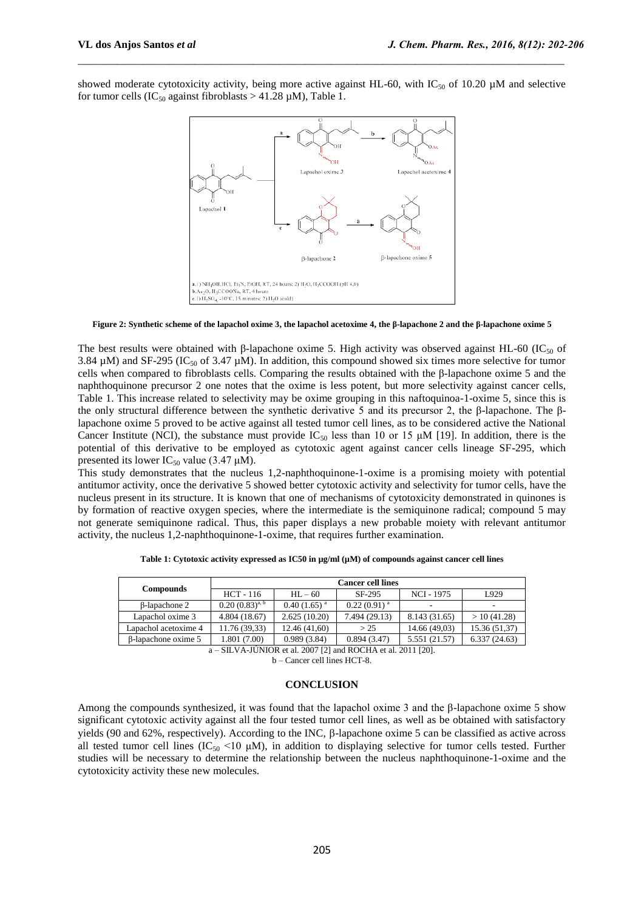showed moderate cytotoxicity activity, being more active against HL-60, with $IC_{50}$ of 10.20 µM and selective for tumor cells ($IC_{50}$ against fibroblasts > 41.28 µM), Table 1.

**Figure 2: Synthetic scheme of the lapachol oxime 3, the lapachol acetoxime 4, the β-lapachone 2 and the β-lapachone oxime 5**

The best results were obtained with β-lapachone oxime 5. High activity was observed against HL-60 ($IC_{50}$ of 3.84 µM) and SF-295 ($IC_{50}$ of 3.47 µM). In addition, this compound showed six times more selective for tumor cells when compared to fibroblasts cells. Comparing the results obtained with the β-lapachone oxime 5 and the naphthoquinone precursor 2 one notes that the oxime is less potent, but more selectivity against cancer cells, Table 1. This increase related to selectivity may be oxime grouping in this naftoquinoa-1-oxime 5, since this is the only structural difference between the synthetic derivative 5 and its precursor 2, the β-lapachone. The β-lapachone oxime 5 proved to be active against all tested tumor cell lines, as to be considered active the National Cancer Institute (NCI), the substance must provide $IC_{50}$ less than 10 or 15 µM [19]. In addition, there is the potential of this derivative to be employed as cytotoxic agent against cancer cells lineage SF-295, which presented its lower $IC_{50}$ value (3.47 µM).

This study demonstrates that the nucleus 1,2-naphthoquinone-1-oxime is a promising moiety with potential antitumor activity, once the derivative 5 showed better cytotoxic activity and selectivity for tumor cells, have the nucleus present in its structure. It is known that one of mechanisms of cytotoxicity demonstrated in quinones is by formation of reactive oxygen species, where the intermediate is the semiquinone radical; compound 5 may not generate semiquinone radical. Thus, this paper displays a new probable moiety with relevant antitumor activity, the nucleus 1,2-naphthoquinone-1-oxime, that requires further examination.

**Table 1: Cytotoxic activity expressed as IC50 in µg/ml (µM) of compounds against cancer cell lines**

| Compounds | Cancer cell lines | | | | |
|---|---|---|---|---|---|
| | HCT - 116 | HL – 60 | SF-295 | NCI - 1975 | L929 |
| β-lapachone 2 | 0.20 (0.83)[a, b] | 0.40 (1.65)[a] | 0.22 (0.91)[a] | - | - |
| Lapachol oxime 3 | 4.804 (18.67) | 2.625 (10.20) | 7.494 (29.13) | 8.143 (31.65) | > 10 (41.28) |
| Lapachol acetoxime 4 | 11.76 (39,33) | 12.46 (41,60) | > 25 | 14.66 (49,03) | 15.36 (51,37) |
| β-lapachone oxime 5 | 1.801 (7.00) | 0.989 (3.84) | 0.894 (3.47) | 5.551 (21.57) | 6.337 (24.63) |

a – SILVA-JÚNIOR et al. 2007 [2] and ROCHA et al. 2011 [20].

b – Cancer cell lines HCT-8.

## CONCLUSION

Among the compounds synthesized, it was found that the lapachol oxime 3 and the β-lapachone oxime 5 show significant cytotoxic activity against all the four tested tumor cell lines, as well as be obtained with satisfactory yields (90 and 62%, respectively). According to the INC, β-lapachone oxime 5 can be classified as active across all tested tumor cell lines ($IC_{50}$ <10 µM), in addition to displaying selective for tumor cells tested. Further studies will be necessary to determine the relationship between the nucleus naphthoquinone-1-oxime and the cytotoxicity activity these new molecules.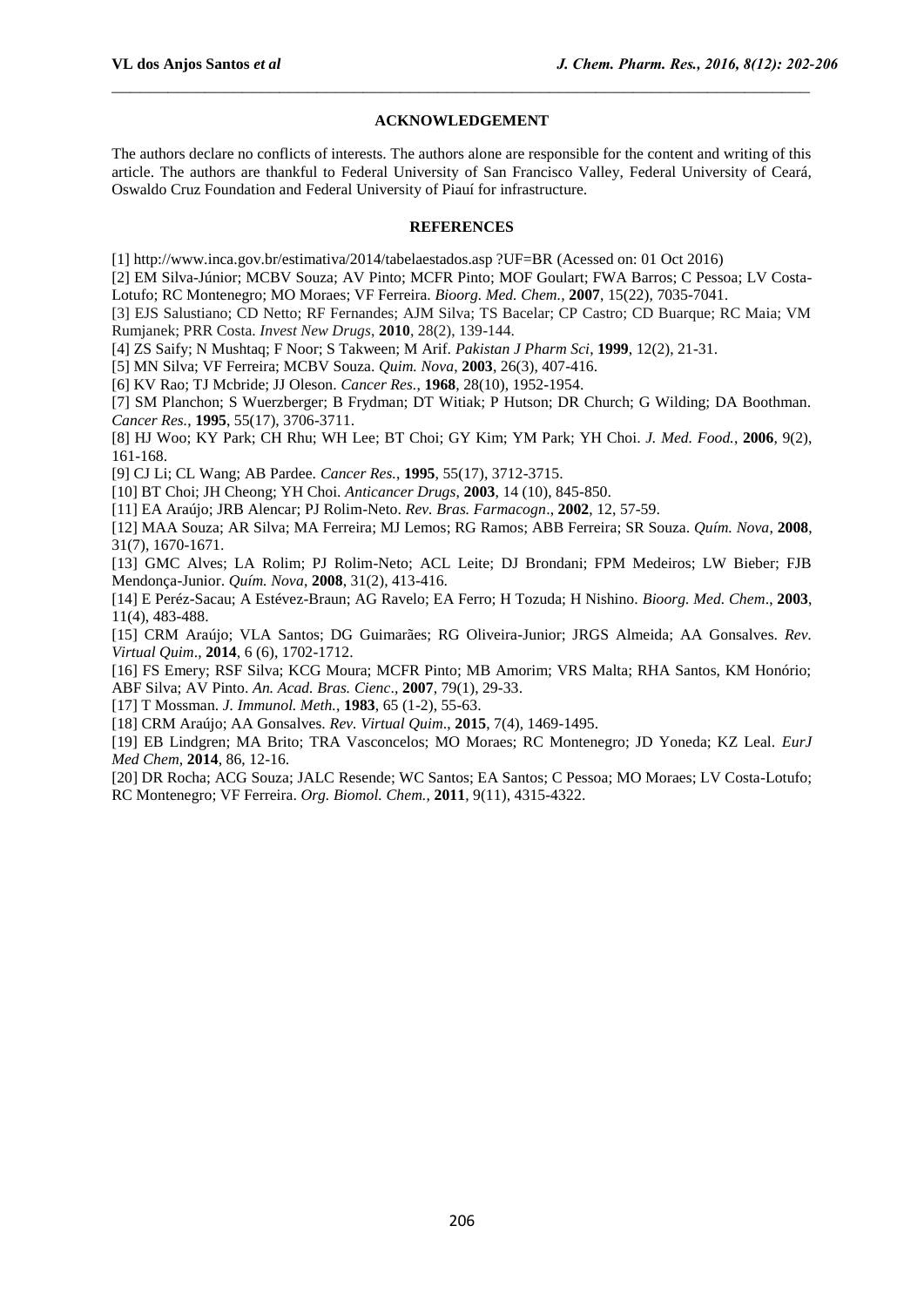## ACKNOWLEDGEMENT

The authors declare no conflicts of interests. The authors alone are responsible for the content and writing of this article. The authors are thankful to Federal University of San Francisco Valley, Federal University of Ceará, Oswaldo Cruz Foundation and Federal University of Piauí for infrastructure.

## REFERENCES

[1] http://www.inca.gov.br/estimativa/2014/tabelaestados.asp ?UF=BR (Acessed on: 01 Oct 2016)

[2] EM Silva-Júnior; MCBV Souza; AV Pinto; MCFR Pinto; MOF Goulart; FWA Barros; C Pessoa; LV Costa-Lotufo; RC Montenegro; MO Moraes; VF Ferreira. *Bioorg. Med. Chem.*, **2007**, 15(22), 7035-7041.

[3] EJS Salustiano; CD Netto; RF Fernandes; AJM Silva; TS Bacelar; CP Castro; CD Buarque; RC Maia; VM Rumjanek; PRR Costa. *Invest New Drugs*, **2010**, 28(2), 139-144.

[4] ZS Saify; N Mushtaq; F Noor; S Takween; M Arif. *Pakistan J Pharm Sci*, **1999**, 12(2), 21-31.

[5] MN Silva; VF Ferreira; MCBV Souza. *Quim. Nova*, **2003**, 26(3), 407-416.

[6] KV Rao; TJ Mcbride; JJ Oleson. *Cancer Res.*, **1968**, 28(10), 1952-1954.

[7] SM Planchon; S Wuerzberger; B Frydman; DT Witiak; P Hutson; DR Church; G Wilding; DA Boothman. *Cancer Res.*, **1995**, 55(17), 3706-3711.

[8] HJ Woo; KY Park; CH Rhu; WH Lee; BT Choi; GY Kim; YM Park; YH Choi. *J. Med. Food.*, **2006**, 9(2), 161-168.

[9] CJ Li; CL Wang; AB Pardee. *Cancer Res.*, **1995**, 55(17), 3712-3715.

[10] BT Choi; JH Cheong; YH Choi. *Anticancer Drugs*, **2003**, 14 (10), 845-850.

[11] EA Araújo; JRB Alencar; PJ Rolim-Neto. *Rev. Bras. Farmacogn*., **2002**, 12, 57-59.

[12] MAA Souza; AR Silva; MA Ferreira; MJ Lemos; RG Ramos; ABB Ferreira; SR Souza. *Quím. Nova*, **2008**, 31(7), 1670-1671.

[13] GMC Alves; LA Rolim; PJ Rolim-Neto; ACL Leite; DJ Brondani; FPM Medeiros; LW Bieber; FJB Mendonça-Junior. *Quím. Nova*, **2008**, 31(2), 413-416.

[14] E Peréz-Sacau; A Estévez-Braun; AG Ravelo; EA Ferro; H Tozuda; H Nishino. *Bioorg. Med. Chem*., **2003**, 11(4), 483-488.

[15] CRM Araújo; VLA Santos; DG Guimarães; RG Oliveira-Junior; JRGS Almeida; AA Gonsalves. *Rev. Virtual Quim*., **2014**, 6 (6), 1702-1712.

[16] FS Emery; RSF Silva; KCG Moura; MCFR Pinto; MB Amorim; VRS Malta; RHA Santos, KM Honório; ABF Silva; AV Pinto. *An. Acad. Bras. Cienc*., **2007**, 79(1), 29-33.

[17] T Mossman. *J. Immunol. Meth.*, **1983**, 65 (1-2), 55-63.

[18] CRM Araújo; AA Gonsalves. *Rev. Virtual Quim*., **2015**, 7(4), 1469-1495.

[19] EB Lindgren; MA Brito; TRA Vasconcelos; MO Moraes; RC Montenegro; JD Yoneda; KZ Leal. *EurJ Med Chem*, **2014**, 86, 12-16.

[20] DR Rocha; ACG Souza; JALC Resende; WC Santos; EA Santos; C Pessoa; MO Moraes; LV Costa-Lotufo; RC Montenegro; VF Ferreira. *Org. Biomol. Chem.*, **2011**, 9(11), 4315-4322.